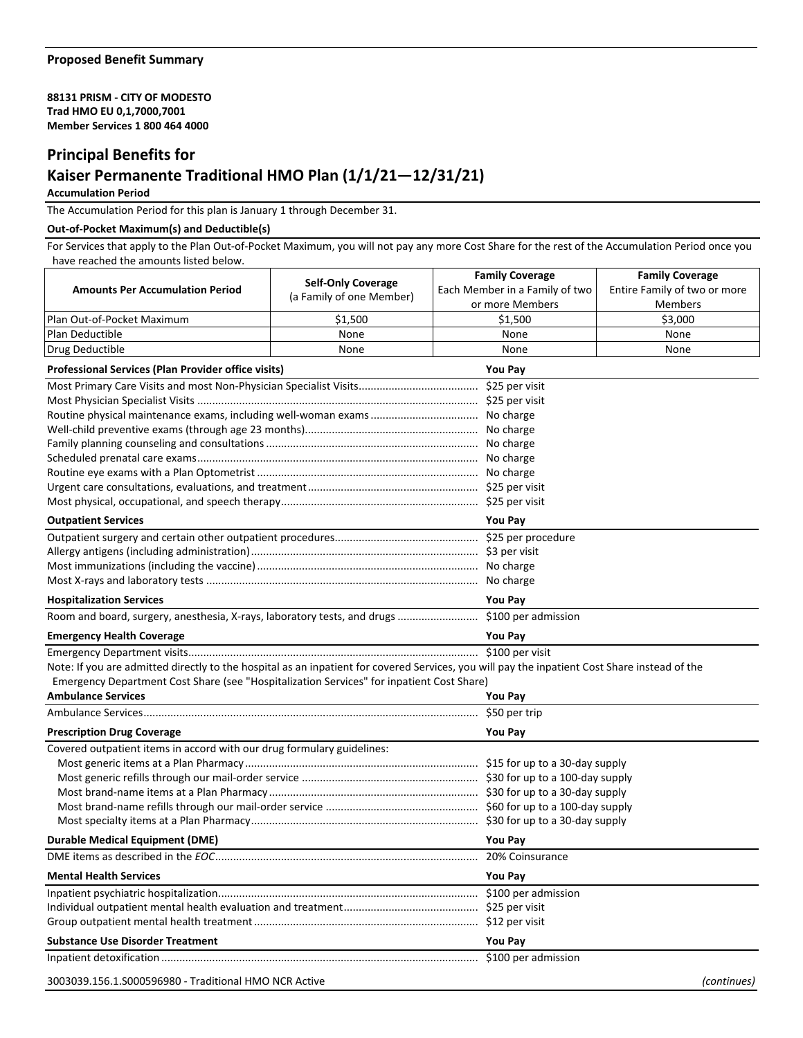**Proposed Benefit Summary**

**88131 PRISM - CITY OF MODESTO**
**Trad HMO EU 0,1,7000,7001**
**Member Services 1 800 464 4000**

## Principal Benefits for Kaiser Permanente Traditional HMO Plan (1/1/21—12/31/21)

**Accumulation Period**

The Accumulation Period for this plan is January 1 through December 31.

**Out-of-Pocket Maximum(s) and Deductible(s)**

For Services that apply to the Plan Out-of-Pocket Maximum, you will not pay any more Cost Share for the rest of the Accumulation Period once you have reached the amounts listed below.

| Amounts Per Accumulation Period | Self-Only Coverage (a Family of one Member) | Family Coverage Each Member in a Family of two or more Members | Family Coverage Entire Family of two or more Members |
|---|---|---|---|
| Plan Out-of-Pocket Maximum | $1,500 | $1,500 | $3,000 |
| Plan Deductible | None | None | None |
| Drug Deductible | None | None | None |

| Professional Services (Plan Provider office visits) | You Pay |
|---|---|
| Most Primary Care Visits and most Non-Physician Specialist Visits | $25 per visit |
| Most Physician Specialist Visits | $25 per visit |
| Routine physical maintenance exams, including well-woman exams | No charge |
| Well-child preventive exams (through age 23 months) | No charge |
| Family planning counseling and consultations | No charge |
| Scheduled prenatal care exams | No charge |
| Routine eye exams with a Plan Optometrist | No charge |
| Urgent care consultations, evaluations, and treatment | $25 per visit |
| Most physical, occupational, and speech therapy | $25 per visit |

| Outpatient Services | You Pay |
|---|---|
| Outpatient surgery and certain other outpatient procedures | $25 per procedure |
| Allergy antigens (including administration) | $3 per visit |
| Most immunizations (including the vaccine) | No charge |
| Most X-rays and laboratory tests | No charge |

| Hospitalization Services | You Pay |
|---|---|
| Room and board, surgery, anesthesia, X-rays, laboratory tests, and drugs | $100 per admission |

| Emergency Health Coverage | You Pay |
|---|---|
| Emergency Department visits | $100 per visit |

Note: If you are admitted directly to the hospital as an inpatient for covered Services, you will pay the inpatient Cost Share instead of the Emergency Department Cost Share (see "Hospitalization Services" for inpatient Cost Share)

| Ambulance Services | You Pay |
|---|---|
| Ambulance Services | $50 per trip |

| Prescription Drug Coverage | You Pay |
|---|---|
| Covered outpatient items in accord with our drug formulary guidelines: | |
| Most generic items at a Plan Pharmacy | $15 for up to a 30-day supply |
| Most generic refills through our mail-order service | $30 for up to a 100-day supply |
| Most brand-name items at a Plan Pharmacy | $30 for up to a 30-day supply |
| Most brand-name refills through our mail-order service | $60 for up to a 100-day supply |
| Most specialty items at a Plan Pharmacy | $30 for up to a 30-day supply |

| Durable Medical Equipment (DME) | You Pay |
|---|---|
| DME items as described in the *EOC* | 20% Coinsurance |

| Mental Health Services | You Pay |
|---|---|
| Inpatient psychiatric hospitalization | $100 per admission |
| Individual outpatient mental health evaluation and treatment | $25 per visit |
| Group outpatient mental health treatment | $12 per visit |

| Substance Use Disorder Treatment | You Pay |
|---|---|
| Inpatient detoxification | $100 per admission |

3003039.156.1.S000596980 - Traditional HMO NCR Active

*(continues)*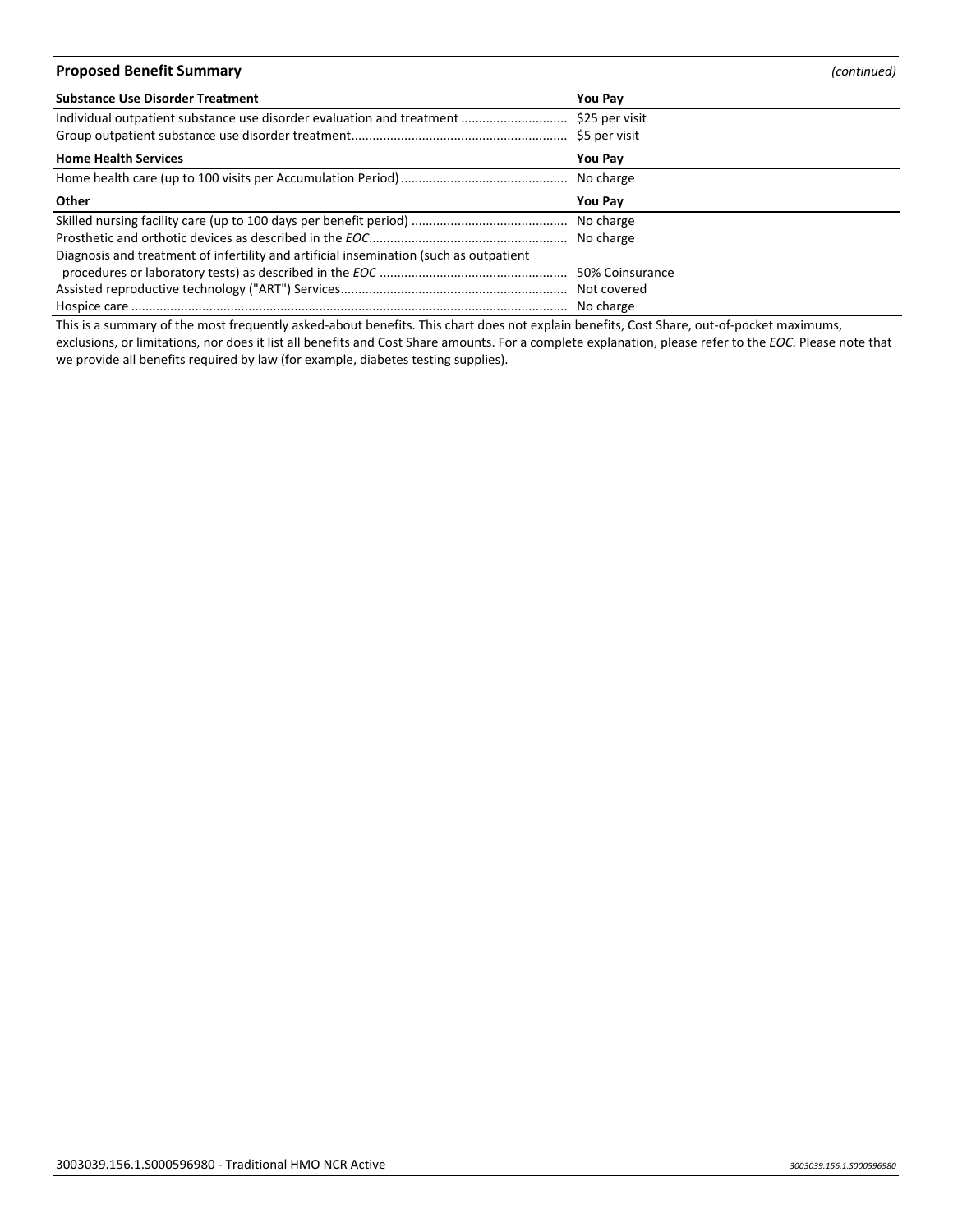**Proposed Benefit Summary** *(continued)*

| Substance Use Disorder Treatment | You Pay |
| --- | --- |
| Individual outpatient substance use disorder evaluation and treatment | $25 per visit |
| Group outpatient substance use disorder treatment | $5 per visit |

| Home Health Services | You Pay |
| --- | --- |
| Home health care (up to 100 visits per Accumulation Period) | No charge |

| Other | You Pay |
| --- | --- |
| Skilled nursing facility care (up to 100 days per benefit period) | No charge |
| Prosthetic and orthotic devices as described in the *EOC* | No charge |
| Diagnosis and treatment of infertility and artificial insemination (such as outpatient procedures or laboratory tests) as described in the *EOC* | 50% Coinsurance |
| Assisted reproductive technology ("ART") Services | Not covered |
| Hospice care | No charge |

This is a summary of the most frequently asked-about benefits. This chart does not explain benefits, Cost Share, out-of-pocket maximums, exclusions, or limitations, nor does it list all benefits and Cost Share amounts. For a complete explanation, please refer to the *EOC*. Please note that we provide all benefits required by law (for example, diabetes testing supplies).